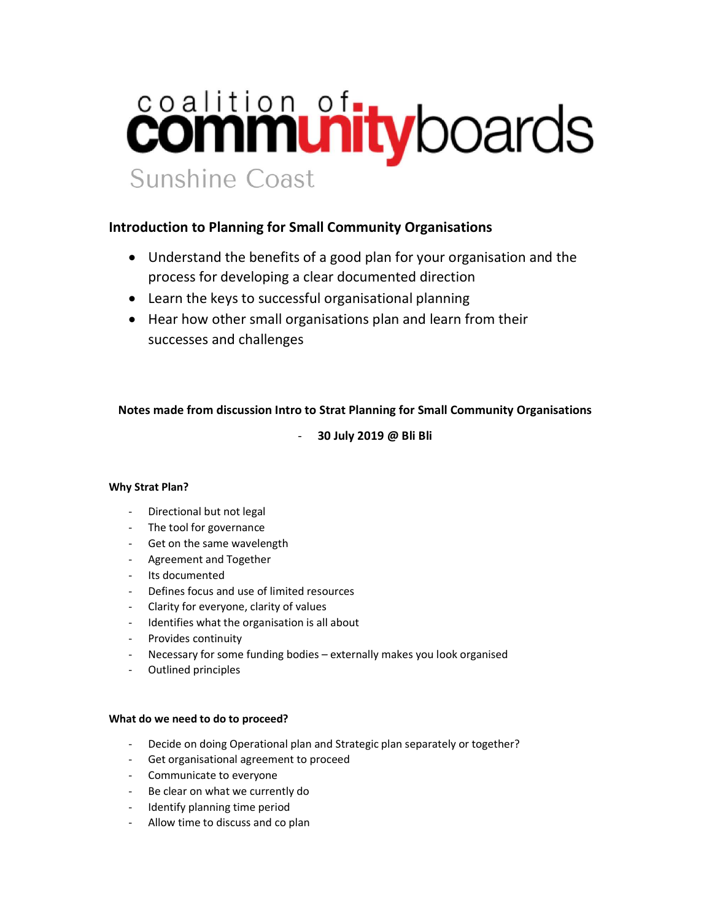coalition of communityboards

Sunshine Coast

## Introduction to Planning for Small Community Organisations

- Understand the benefits of a good plan for your organisation and the process for developing a clear documented direction
- Learn the keys to successful organisational planning
- Hear how other small organisations plan and learn from their successes and challenges

**Notes made from discussion Intro to Strat Planning for Small Community Organisations**

- **30 July 2019 @ Bli Bli**

### Why Strat Plan?

- Directional but not legal
- The tool for governance
- Get on the same wavelength
- Agreement and Together
- Its documented
- Defines focus and use of limited resources
- Clarity for everyone, clarity of values
- Identifies what the organisation is all about
- Provides continuity
- Necessary for some funding bodies – externally makes you look organised
- Outlined principles

### What do we need to do to proceed?

- Decide on doing Operational plan and Strategic plan separately or together?
- Get organisational agreement to proceed
- Communicate to everyone
- Be clear on what we currently do
- Identify planning time period
- Allow time to discuss and co plan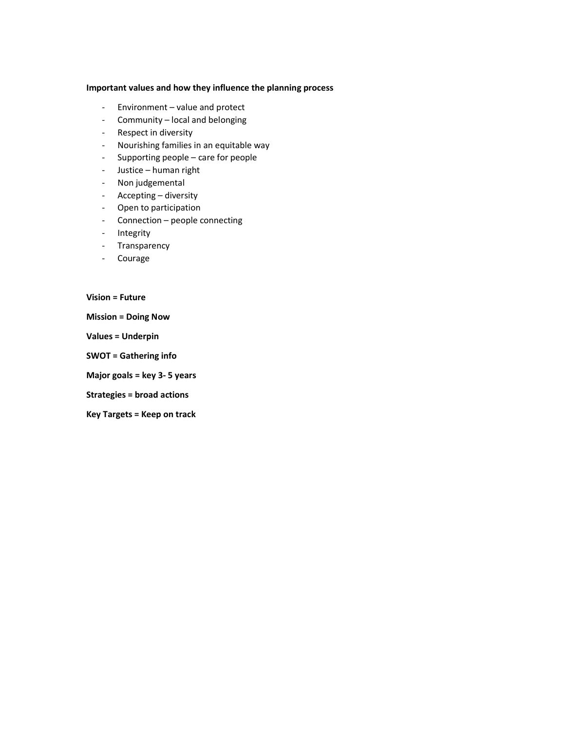**Important values and how they influence the planning process**

- Environment – value and protect
- Community – local and belonging
- Respect in diversity
- Nourishing families in an equitable way
- Supporting people – care for people
- Justice – human right
- Non judgemental
- Accepting – diversity
- Open to participation
- Connection – people connecting
- Integrity
- Transparency
- Courage

**Vision = Future**

**Mission = Doing Now**

**Values = Underpin**

**SWOT = Gathering info**

**Major goals = key 3- 5 years**

**Strategies = broad actions**

**Key Targets = Keep on track**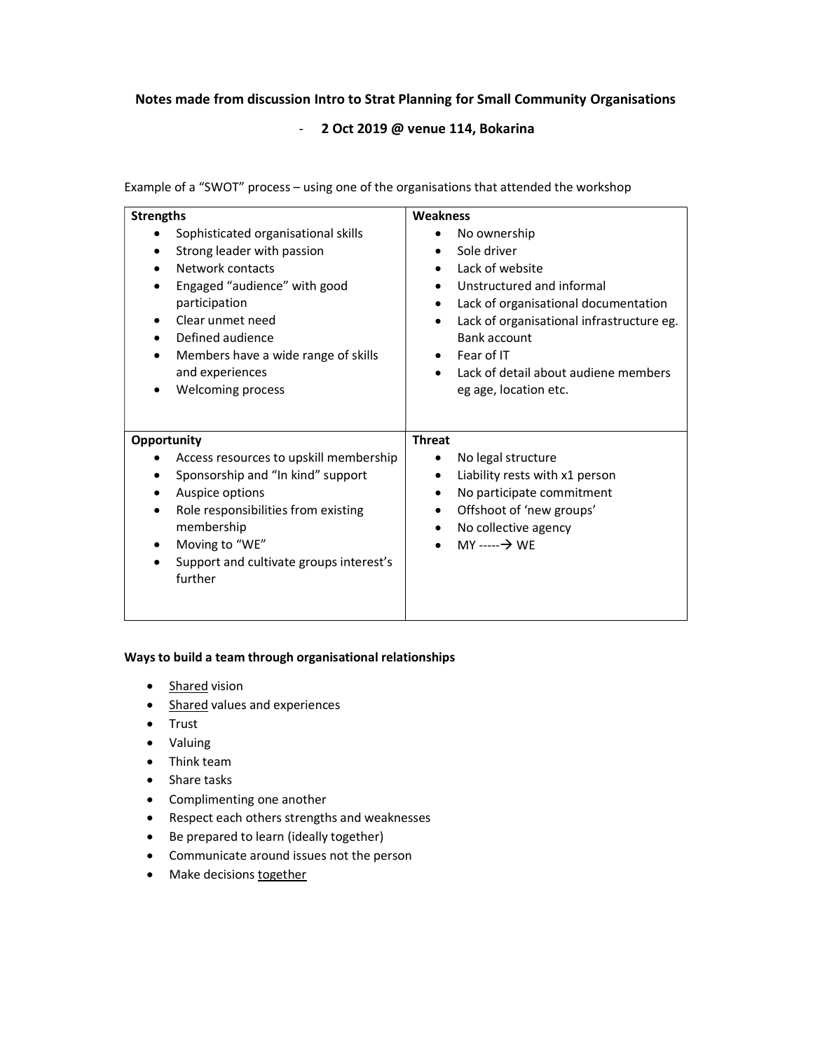**Notes made from discussion Intro to Strat Planning for Small Community Organisations**

- **2 Oct 2019 @ venue 114, Bokarina**

Example of a "SWOT" process – using one of the organisations that attended the workshop

| **Strengths** | **Weakness** |
|---|---|
| • Sophisticated organisational skills<br>• Strong leader with passion<br>• Network contacts<br>• Engaged "audience" with good participation<br>• Clear unmet need<br>• Defined audience<br>• Members have a wide range of skills and experiences<br>• Welcoming process | • No ownership<br>• Sole driver<br>• Lack of website<br>• Unstructured and informal<br>• Lack of organisational documentation<br>• Lack of organisational infrastructure eg. Bank account<br>• Fear of IT<br>• Lack of detail about audiene members eg age, location etc. |
| **Opportunity** | **Threat** |
| • Access resources to upskill membership<br>• Sponsorship and "In kind" support<br>• Auspice options<br>• Role responsibilities from existing membership<br>• Moving to "WE"<br>• Support and cultivate groups interest's further | • No legal structure<br>• Liability rests with x1 person<br>• No participate commitment<br>• Offshoot of 'new groups'<br>• No collective agency<br>• MY -----→ WE |

**Ways to build a team through organisational relationships**

- <u>Shared</u> vision
- <u>Shared</u> values and experiences
- Trust
- Valuing
- Think team
- Share tasks
- Complimenting one another
- Respect each others strengths and weaknesses
- Be prepared to learn (ideally together)
- Communicate around issues not the person
- Make decisions <u>together</u>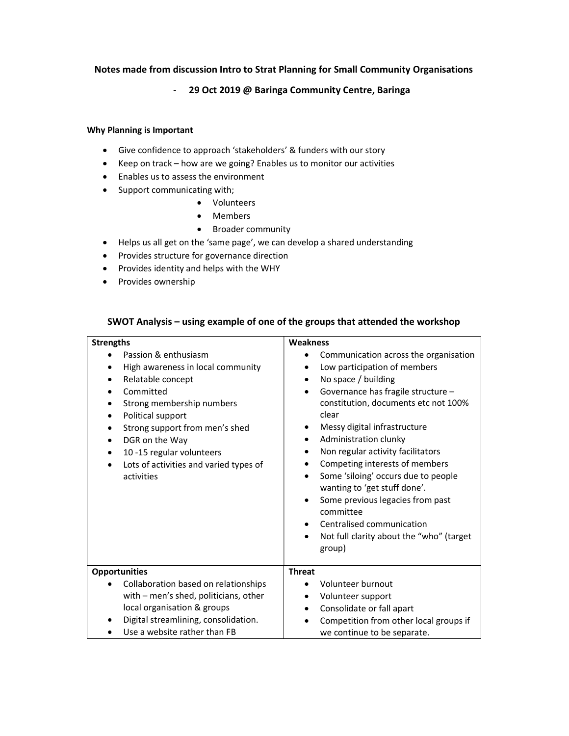**Notes made from discussion Intro to Strat Planning for Small Community Organisations**

- **29 Oct 2019 @ Baringa Community Centre, Baringa**

**Why Planning is Important**

- Give confidence to approach ‘stakeholders’ & funders with our story
- Keep on track – how are we going? Enables us to monitor our activities
- Enables us to assess the environment
- Support communicating with;
    - Volunteers
    - Members
    - Broader community
- Helps us all get on the ‘same page’, we can develop a shared understanding
- Provides structure for governance direction
- Provides identity and helps with the WHY
- Provides ownership

**SWOT Analysis – using example of one of the groups that attended the workshop**

| **Strengths** | **Weakness** |
| --- | --- |
| • Passion & enthusiasm<br>• High awareness in local community<br>• Relatable concept<br>• Committed<br>• Strong membership numbers<br>• Political support<br>• Strong support from men’s shed<br>• DGR on the Way<br>• 10 -15 regular volunteers<br>• Lots of activities and varied types of activities | • Communication across the organisation<br>• Low participation of members<br>• No space / building<br>• Governance has fragile structure – constitution, documents etc not 100% clear<br>• Messy digital infrastructure<br>• Administration clunky<br>• Non regular activity facilitators<br>• Competing interests of members<br>• Some ‘siloing’ occurs due to people wanting to ‘get stuff done’.<br>• Some previous legacies from past committee<br>• Centralised communication<br>• Not full clarity about the “who” (target group) |
| **Opportunities** | **Threat** |
| • Collaboration based on relationships with – men’s shed, politicians, other local organisation & groups<br>• Digital streamlining, consolidation.<br>• Use a website rather than FB | • Volunteer burnout<br>• Volunteer support<br>• Consolidate or fall apart<br>• Competition from other local groups if we continue to be separate. |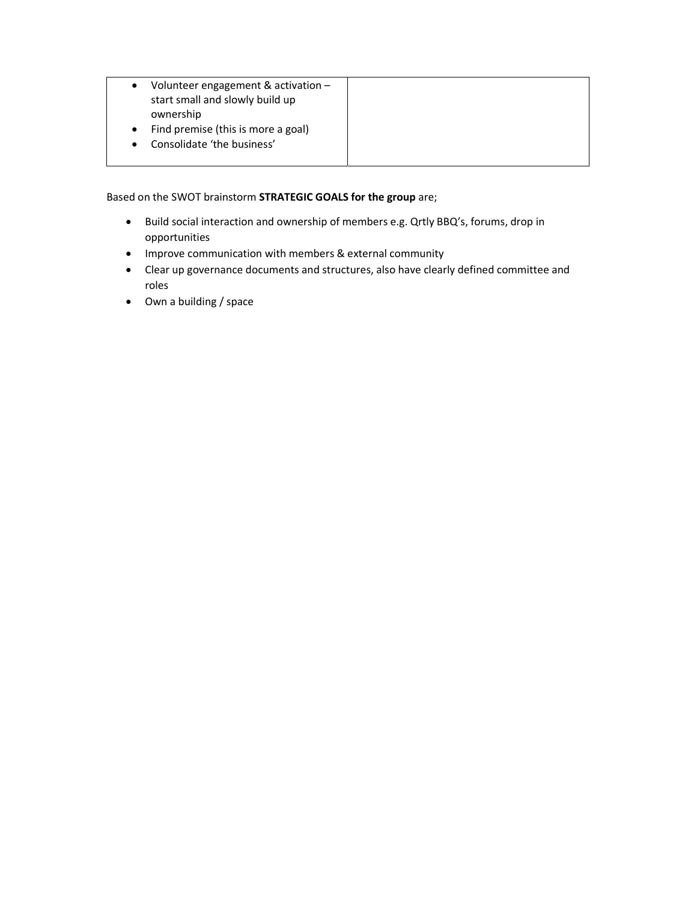| | |
|---|---|
| • Volunteer engagement & activation – start small and slowly build up ownership<br>• Find premise (this is more a goal)<br>• Consolidate 'the business' | |

Based on the SWOT brainstorm **STRATEGIC GOALS for the group** are;

- Build social interaction and ownership of members e.g. Qrtly BBQ's, forums, drop in opportunities
- Improve communication with members & external community
- Clear up governance documents and structures, also have clearly defined committee and roles
- Own a building / space